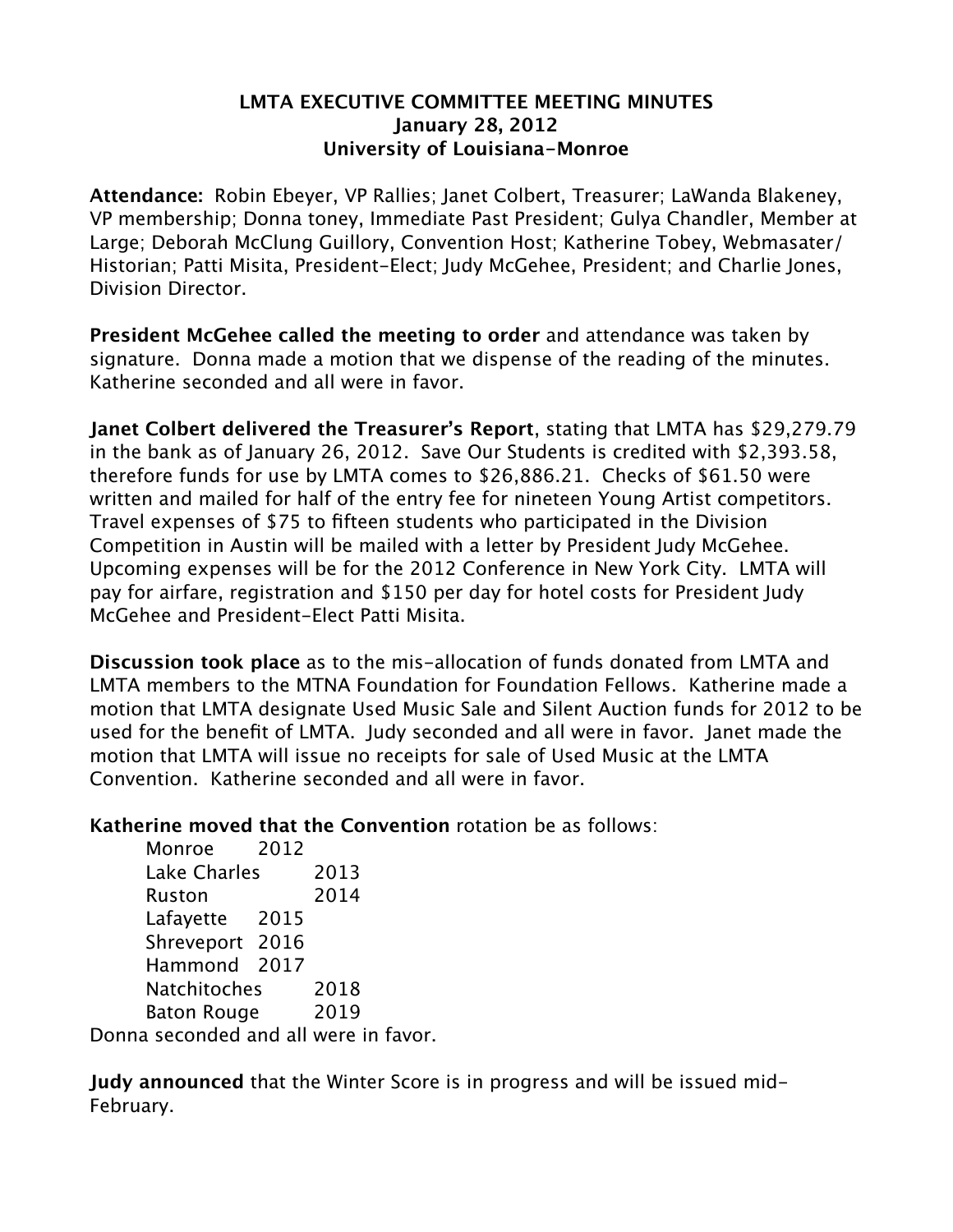**LMTA EXECUTIVE COMMITTEE MEETING MINUTES**
**January 28, 2012**
**University of Louisiana-Monroe**

**Attendance:** Robin Ebeyer, VP Rallies; Janet Colbert, Treasurer; LaWanda Blakeney, VP membership; Donna toney, Immediate Past President; Gulya Chandler, Member at Large; Deborah McClung Guillory, Convention Host; Katherine Tobey, Webmasater/ Historian; Patti Misita, President-Elect; Judy McGehee, President; and Charlie Jones, Division Director.

**President McGehee called the meeting to order** and attendance was taken by signature. Donna made a motion that we dispense of the reading of the minutes. Katherine seconded and all were in favor.

**Janet Colbert delivered the Treasurer's Report**, stating that LMTA has $29,279.79 in the bank as of January 26, 2012. Save Our Students is credited with $2,393.58, therefore funds for use by LMTA comes to $26,886.21. Checks of $61.50 were written and mailed for half of the entry fee for nineteen Young Artist competitors. Travel expenses of $75 to fifteen students who participated in the Division Competition in Austin will be mailed with a letter by President Judy McGehee. Upcoming expenses will be for the 2012 Conference in New York City. LMTA will pay for airfare, registration and $150 per day for hotel costs for President Judy McGehee and President-Elect Patti Misita.

**Discussion took place** as to the mis-allocation of funds donated from LMTA and LMTA members to the MTNA Foundation for Foundation Fellows. Katherine made a motion that LMTA designate Used Music Sale and Silent Auction funds for 2012 to be used for the benefit of LMTA. Judy seconded and all were in favor. Janet made the motion that LMTA will issue no receipts for sale of Used Music at the LMTA Convention. Katherine seconded and all were in favor.

**Katherine moved that the Convention** rotation be as follows:

| | |
|---|---|
| Monroe | 2012 |
| Lake Charles | 2013 |
| Ruston | 2014 |
| Lafayette | 2015 |
| Shreveport | 2016 |
| Hammond | 2017 |
| Natchitoches | 2018 |
| Baton Rouge | 2019 |

Donna seconded and all were in favor.

**Judy announced** that the Winter Score is in progress and will be issued mid-February.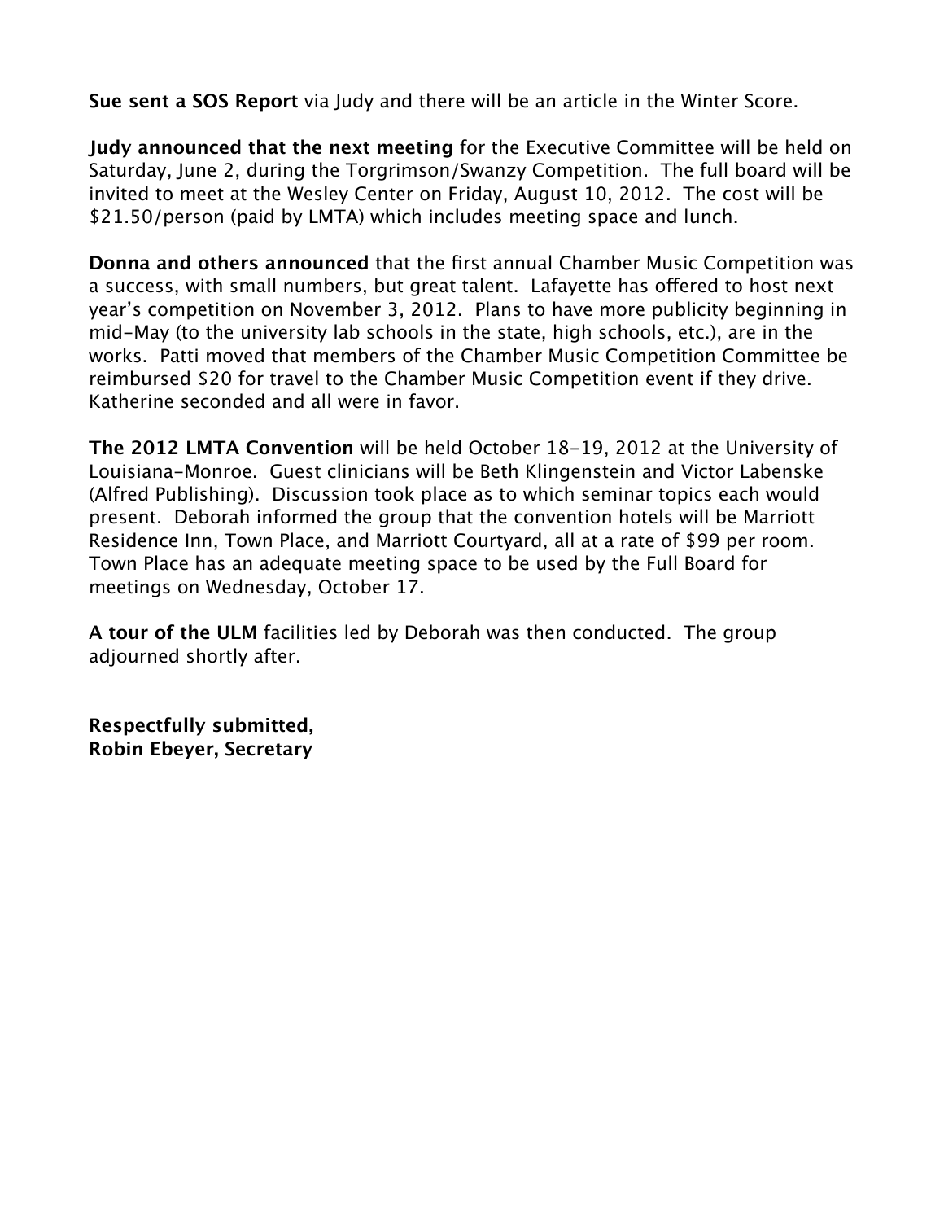**Sue sent a SOS Report** via Judy and there will be an article in the Winter Score.

**Judy announced that the next meeting** for the Executive Committee will be held on Saturday, June 2, during the Torgrimson/Swanzy Competition. The full board will be invited to meet at the Wesley Center on Friday, August 10, 2012. The cost will be $21.50/person (paid by LMTA) which includes meeting space and lunch.

**Donna and others announced** that the first annual Chamber Music Competition was a success, with small numbers, but great talent. Lafayette has offered to host next year's competition on November 3, 2012. Plans to have more publicity beginning in mid-May (to the university lab schools in the state, high schools, etc.), are in the works. Patti moved that members of the Chamber Music Competition Committee be reimbursed $20 for travel to the Chamber Music Competition event if they drive. Katherine seconded and all were in favor.

**The 2012 LMTA Convention** will be held October 18-19, 2012 at the University of Louisiana-Monroe. Guest clinicians will be Beth Klingenstein and Victor Labenske (Alfred Publishing). Discussion took place as to which seminar topics each would present. Deborah informed the group that the convention hotels will be Marriott Residence Inn, Town Place, and Marriott Courtyard, all at a rate of $99 per room. Town Place has an adequate meeting space to be used by the Full Board for meetings on Wednesday, October 17.

**A tour of the ULM** facilities led by Deborah was then conducted. The group adjourned shortly after.

**Respectfully submitted,**
**Robin Ebeyer, Secretary**